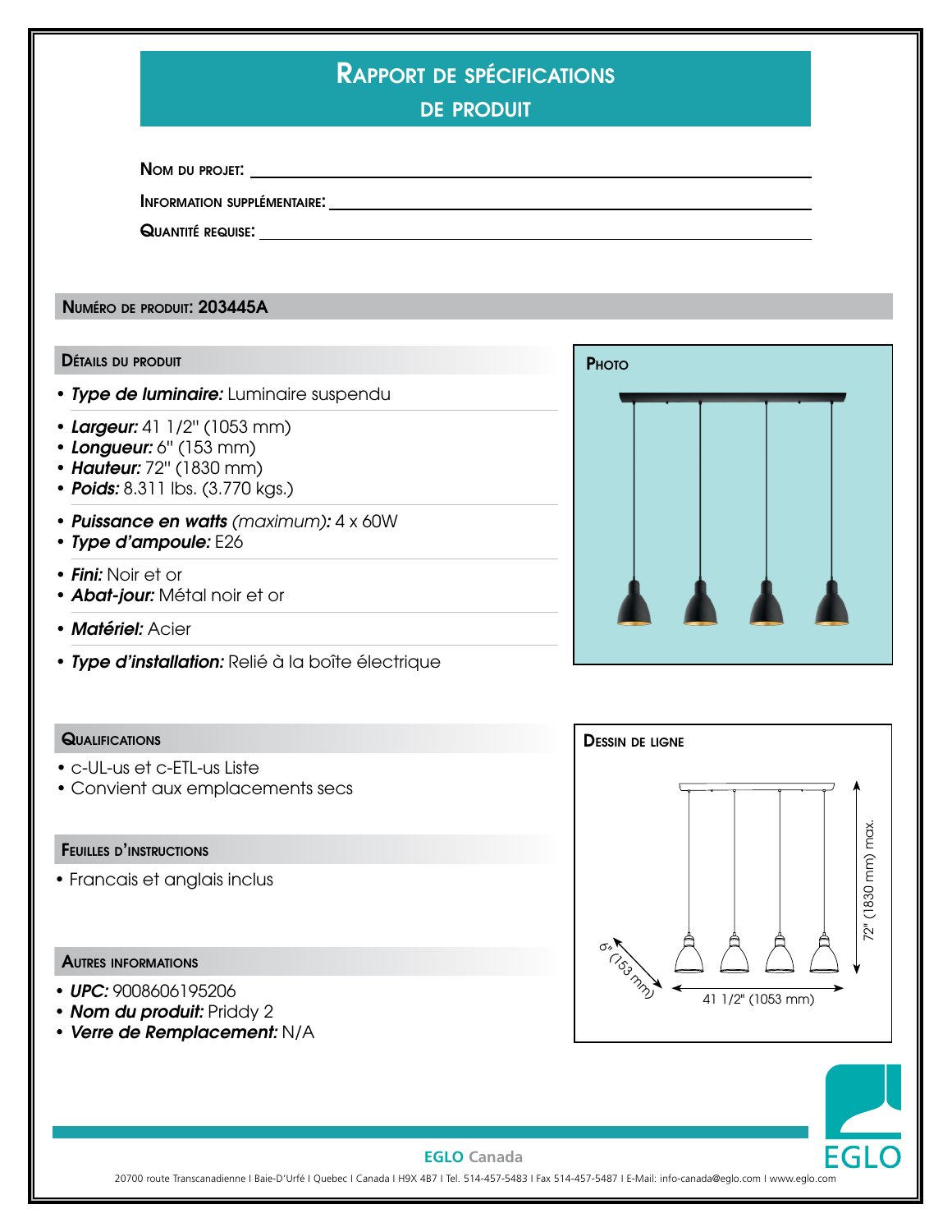# Rapport de spécifications de produit

**Nom du projet:** \_\_\_\_\_\_\_\_\_\_\_\_\_\_\_\_\_\_\_\_

**Information supplémentaire:** \_\_\_\_\_\_\_\_\_\_\_\_\_\_\_\_\_\_\_\_

**Quantité requise:** \_\_\_\_\_\_\_\_\_\_\_\_\_\_\_\_\_\_\_\_

## Numéro de produit: 203445A

### Détails du produit

- ***Type de luminaire:*** Luminaire suspendu
- ***Largeur:*** 41 1/2" (1053 mm)
- ***Longueur:*** 6" (153 mm)
- ***Hauteur:*** 72" (1830 mm)
- ***Poids:*** 8.311 lbs. (3.770 kgs.)
- ***Puissance en watts*** *(maximum):* 4 x 60W
- ***Type d'ampoule:*** E26
- ***Fini:*** Noir et or
- ***Abat-jour:*** Métal noir et or
- ***Matériel:*** Acier
- ***Type d'installation:*** Relié à la boîte électrique

### Photo

### Qualifications

- c-UL-us et c-ETL-us Liste
- Convient aux emplacements secs

### Dessin de ligne

6" (153 mm)

72" (1830 mm) max.

41 1/2" (1053 mm)

### Feuilles d'instructions

- Francais et anglais inclus

### Autres informations

- ***UPC:*** 9008606195206
- ***Nom du produit:*** Priddy 2
- ***Verre de Remplacement:*** N/A

**EGLO Canada**

20700 route Transcanadienne I Baie-D'Urfé I Quebec I Canada I H9X 4B7 I Tel. 514-457-5483 I Fax 514-457-5487 I E-Mail: info-canada@eglo.com I www.eglo.com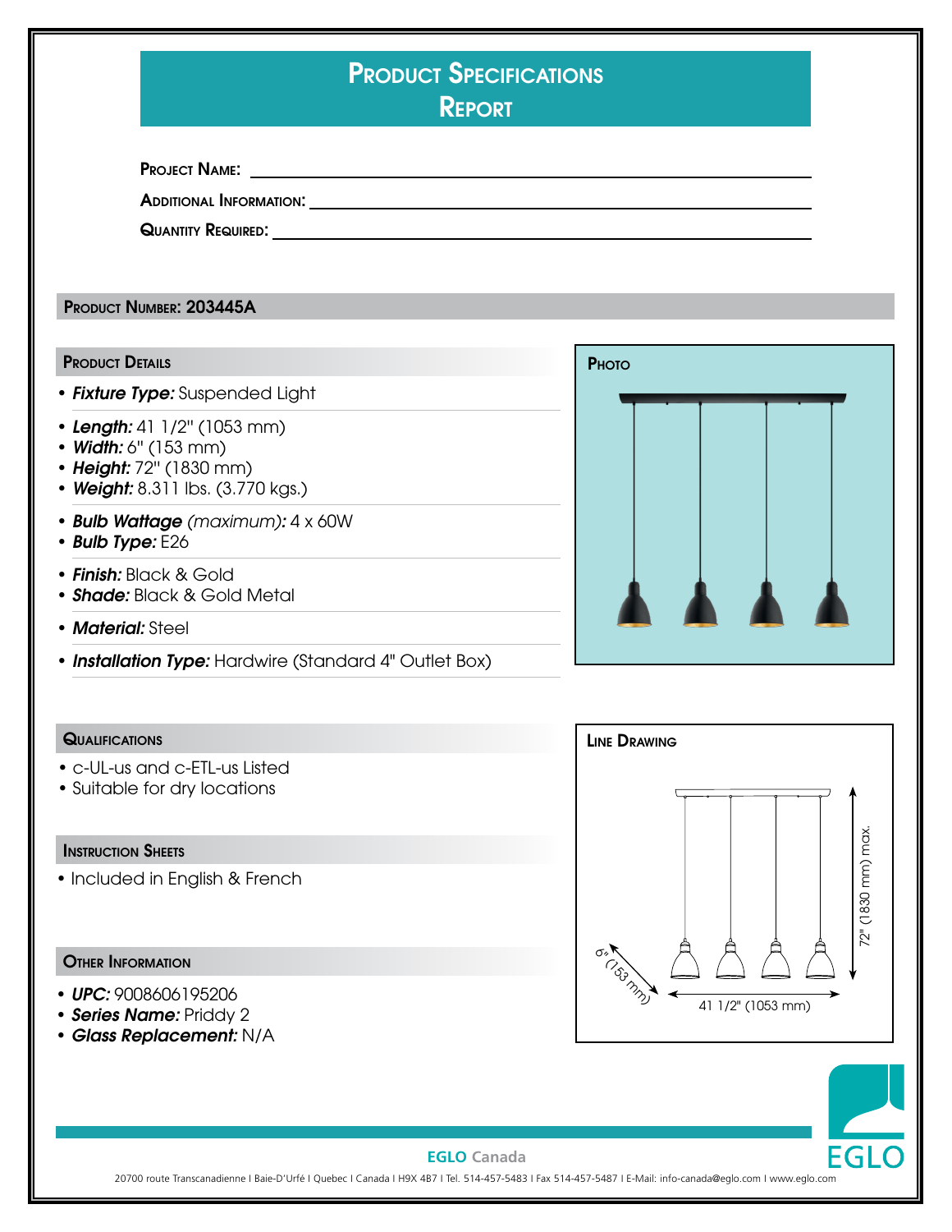# Product Specifications Report

**Project Name:** ______________________

**Additional Information:** ______________________

**Quantity Required:** ______________________

## Product Number: 203445A

### Product Details

- ***Fixture Type:*** Suspended Light
- ***Length:*** 41 1/2" (1053 mm)
- ***Width:*** 6" (153 mm)
- ***Height:*** 72" (1830 mm)
- ***Weight:*** 8.311 lbs. (3.770 kgs.)
- ***Bulb Wattage** (maximum):* 4 x 60W
- ***Bulb Type:*** E26
- ***Finish:*** Black & Gold
- ***Shade:*** Black & Gold Metal
- ***Material:*** Steel
- ***Installation Type:*** Hardwire (Standard 4" Outlet Box)

### Photo

### Line Drawing

72" (1830 mm) max.

6" (153 mm)

41 1/2" (1053 mm)

### Qualifications

- c-UL-us and c-ETL-us Listed
- Suitable for dry locations

### Instruction Sheets

- Included in English & French

### Other Information

- ***UPC:*** 9008606195206
- ***Series Name:*** Priddy 2
- ***Glass Replacement:*** N/A

**EGLO Canada**

20700 route Transcanadienne I Baie-D'Urfé I Quebec I Canada I H9X 4B7 I Tel. 514-457-5483 I Fax 514-457-5487 I E-Mail: info-canada@eglo.com I www.eglo.com

EGLO